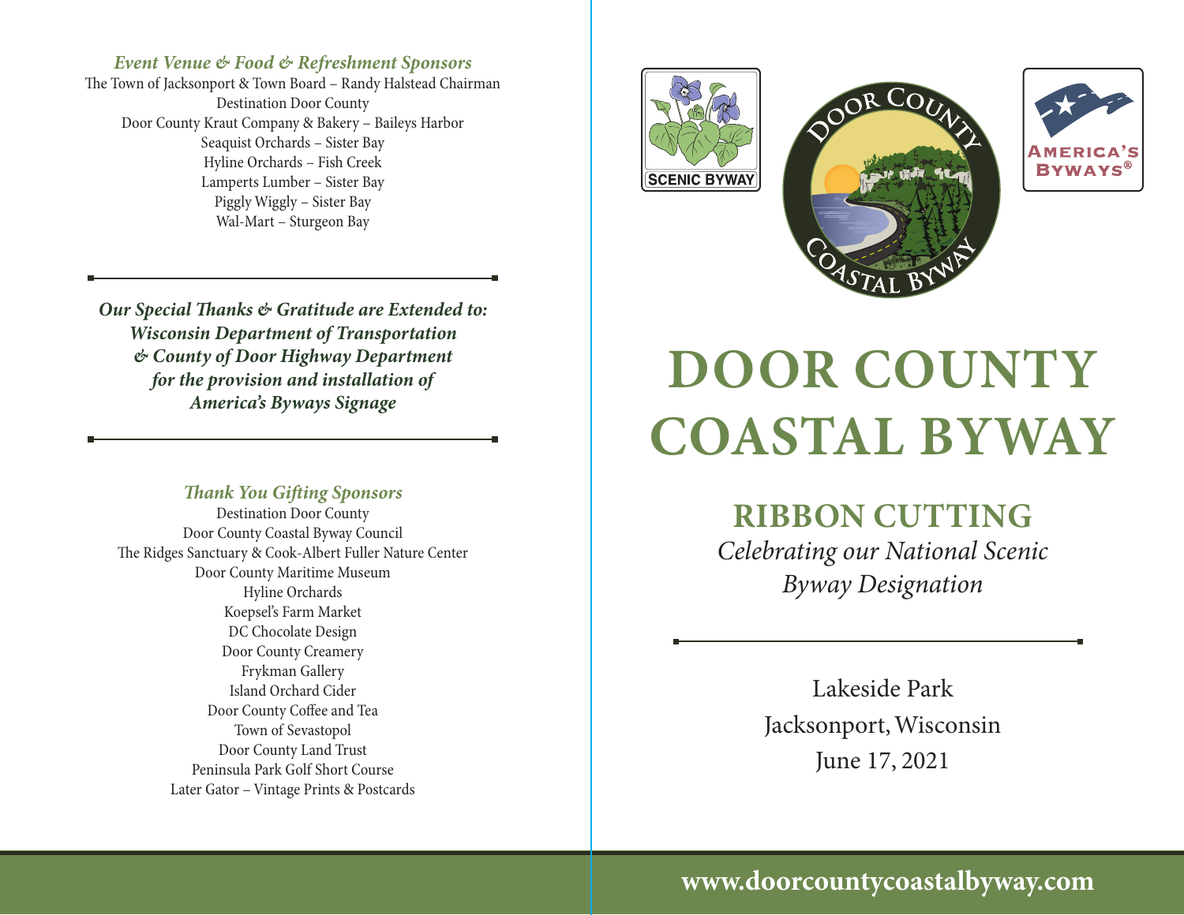*Event Venue & Food & Refreshment Sponsors*

The Town of Jacksonport & Town Board – Randy Halstead Chairman
Destination Door County
Door County Kraut Company & Bakery – Baileys Harbor
Seaquist Orchards – Sister Bay
Hyline Orchards – Fish Creek
Lamperts Lumber – Sister Bay
Piggly Wiggly – Sister Bay
Wal-Mart – Sturgeon Bay

---

***Our Special Thanks & Gratitude are Extended to: Wisconsin Department of Transportation & County of Door Highway Department for the provision and installation of America's Byways Signage***

---

*Thank You Gifting Sponsors*

Destination Door County
Door County Coastal Byway Council
The Ridges Sanctuary & Cook-Albert Fuller Nature Center
Door County Maritime Museum
Hyline Orchards
Koepsel's Farm Market
DC Chocolate Design
Door County Creamery
Frykman Gallery
Island Orchard Cider
Door County Coffee and Tea
Town of Sevastopol
Door County Land Trust
Peninsula Park Golf Short Course
Later Gator – Vintage Prints & Postcards

SCENIC BYWAY

DOOR COUNTY COASTAL BYWAY

AMERICA'S BYWAYS®

# DOOR COUNTY COASTAL BYWAY

## RIBBON CUTTING

*Celebrating our National Scenic Byway Designation*

---

Lakeside Park
Jacksonport, Wisconsin
June 17, 2021

**www.doorcountycoastalbyway.com**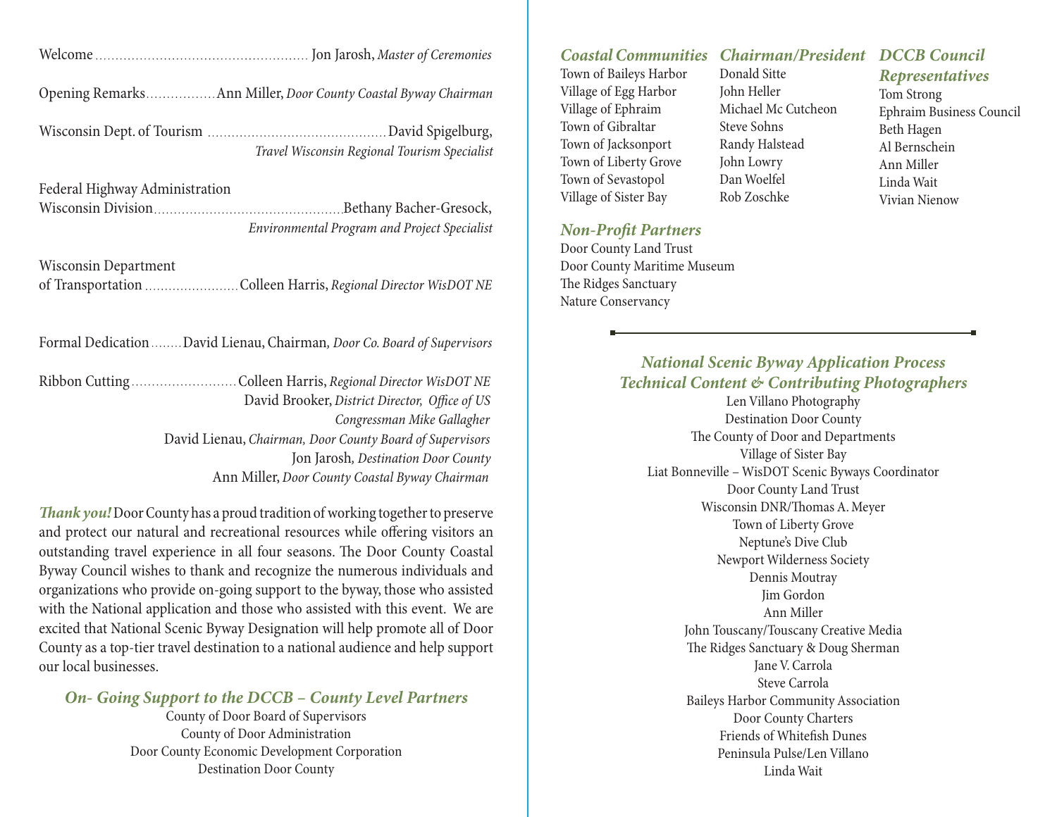Welcome ............ Jon Jarosh, *Master of Ceremonies*

Opening Remarks ............ Ann Miller, *Door County Coastal Byway Chairman*

Wisconsin Dept. of Tourism ............ David Spigelburg, *Travel Wisconsin Regional Tourism Specialist*

Federal Highway Administration Wisconsin Division ............ Bethany Bacher-Gresock, *Environmental Program and Project Specialist*

Wisconsin Department of Transportation ............ Colleen Harris, *Regional Director WisDOT NE*

Formal Dedication ............ David Lienau, Chairman, *Door Co. Board of Supervisors*

Ribbon Cutting ............ Colleen Harris, *Regional Director WisDOT NE*
David Brooker, *District Director, Office of US Congressman Mike Gallagher*
David Lienau, *Chairman, Door County Board of Supervisors*
Jon Jarosh, *Destination Door County*
Ann Miller, *Door County Coastal Byway Chairman*

***Thank you!*** Door County has a proud tradition of working together to preserve and protect our natural and recreational resources while offering visitors an outstanding travel experience in all four seasons. The Door County Coastal Byway Council wishes to thank and recognize the numerous individuals and organizations who provide on-going support to the byway, those who assisted with the National application and those who assisted with this event. We are excited that National Scenic Byway Designation will help promote all of Door County as a top-tier travel destination to a national audience and help support our local businesses.

### *On- Going Support to the DCCB – County Level Partners*

County of Door Board of Supervisors
County of Door Administration
Door County Economic Development Corporation
Destination Door County

| *Coastal Communities* | *Chairman/President* |
|---|---|
| Town of Baileys Harbor | Donald Sitte |
| Village of Egg Harbor | John Heller |
| Village of Ephraim | Michael Mc Cutcheon |
| Town of Gibraltar | Steve Sohns |
| Town of Jacksonport | Randy Halstead |
| Town of Liberty Grove | John Lowry |
| Town of Sevastopol | Dan Woelfel |
| Village of Sister Bay | Rob Zoschke |

### *DCCB Council Representatives*

Tom Strong
Ephraim Business Council
Beth Hagen
Al Bernschein
Ann Miller
Linda Wait
Vivian Nienow

### *Non-Profit Partners*

Door County Land Trust
Door County Maritime Museum
The Ridges Sanctuary
Nature Conservancy

### *National Scenic Byway Application Process Technical Content & Contributing Photographers*

Len Villano Photography
Destination Door County
The County of Door and Departments
Village of Sister Bay
Liat Bonneville – WisDOT Scenic Byways Coordinator
Door County Land Trust
Wisconsin DNR/Thomas A. Meyer
Town of Liberty Grove
Neptune's Dive Club
Newport Wilderness Society
Dennis Moutray
Jim Gordon
Ann Miller
John Touscany/Touscany Creative Media
The Ridges Sanctuary & Doug Sherman
Jane V. Carrola
Steve Carrola
Baileys Harbor Community Association
Door County Charters
Friends of Whitefish Dunes
Peninsula Pulse/Len Villano
Linda Wait